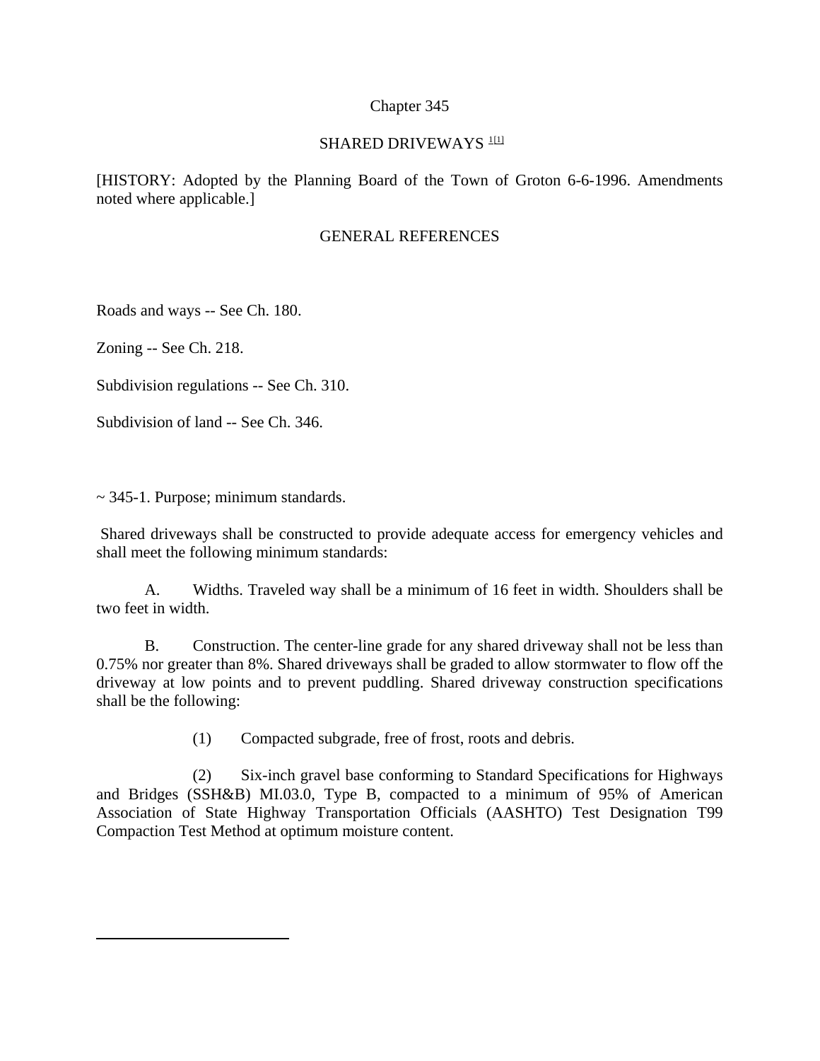# Chapter 345

## SHARED DRIVEWAYS [1[1]]

[HISTORY: Adopted by the Planning Board of the Town of Groton 6-6-1996. Amendments noted where applicable.]

### GENERAL REFERENCES

Roads and ways -- See Ch. 180.

Zoning -- See Ch. 218.

Subdivision regulations -- See Ch. 310.

Subdivision of land -- See Ch. 346.

~ 345-1. Purpose; minimum standards.

Shared driveways shall be constructed to provide adequate access for emergency vehicles and shall meet the following minimum standards:

A. Widths. Traveled way shall be a minimum of 16 feet in width. Shoulders shall be two feet in width.

B. Construction. The center-line grade for any shared driveway shall not be less than 0.75% nor greater than 8%. Shared driveways shall be graded to allow stormwater to flow off the driveway at low points and to prevent puddling. Shared driveway construction specifications shall be the following:

(1) Compacted subgrade, free of frost, roots and debris.

(2) Six-inch gravel base conforming to Standard Specifications for Highways and Bridges (SSH&B) MI.03.0, Type B, compacted to a minimum of 95% of American Association of State Highway Transportation Officials (AASHTO) Test Designation T99 Compaction Test Method at optimum moisture content.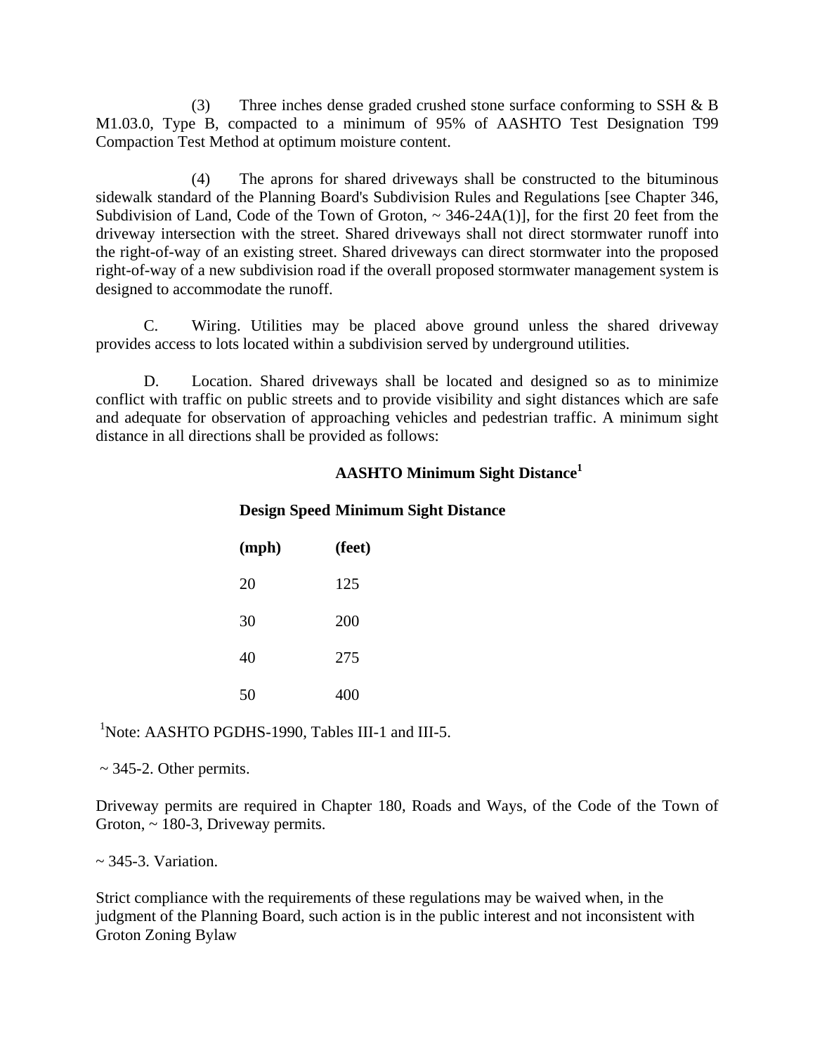(3) Three inches dense graded crushed stone surface conforming to SSH & B M1.03.0, Type B, compacted to a minimum of 95% of AASHTO Test Designation T99 Compaction Test Method at optimum moisture content.

(4) The aprons for shared driveways shall be constructed to the bituminous sidewalk standard of the Planning Board's Subdivision Rules and Regulations [see Chapter 346, Subdivision of Land, Code of the Town of Groton, ~ 346-24A(1)], for the first 20 feet from the driveway intersection with the street. Shared driveways shall not direct stormwater runoff into the right-of-way of an existing street. Shared driveways can direct stormwater into the proposed right-of-way of a new subdivision road if the overall proposed stormwater management system is designed to accommodate the runoff.

C. Wiring. Utilities may be placed above ground unless the shared driveway provides access to lots located within a subdivision served by underground utilities.

D. Location. Shared driveways shall be located and designed so as to minimize conflict with traffic on public streets and to provide visibility and sight distances which are safe and adequate for observation of approaching vehicles and pedestrian traffic. A minimum sight distance in all directions shall be provided as follows:

**AASHTO Minimum Sight Distance**[1]

| **Design Speed (mph)** | **Minimum Sight Distance (feet)** |
|---|---|
| 20 | 125 |
| 30 | 200 |
| 40 | 275 |
| 50 | 400 |

[1]Note: AASHTO PGDHS-1990, Tables III-1 and III-5.

~ 345-2. Other permits.

Driveway permits are required in Chapter 180, Roads and Ways, of the Code of the Town of Groton, ~ 180-3, Driveway permits.

~ 345-3. Variation.

Strict compliance with the requirements of these regulations may be waived when, in the judgment of the Planning Board, such action is in the public interest and not inconsistent with Groton Zoning Bylaw